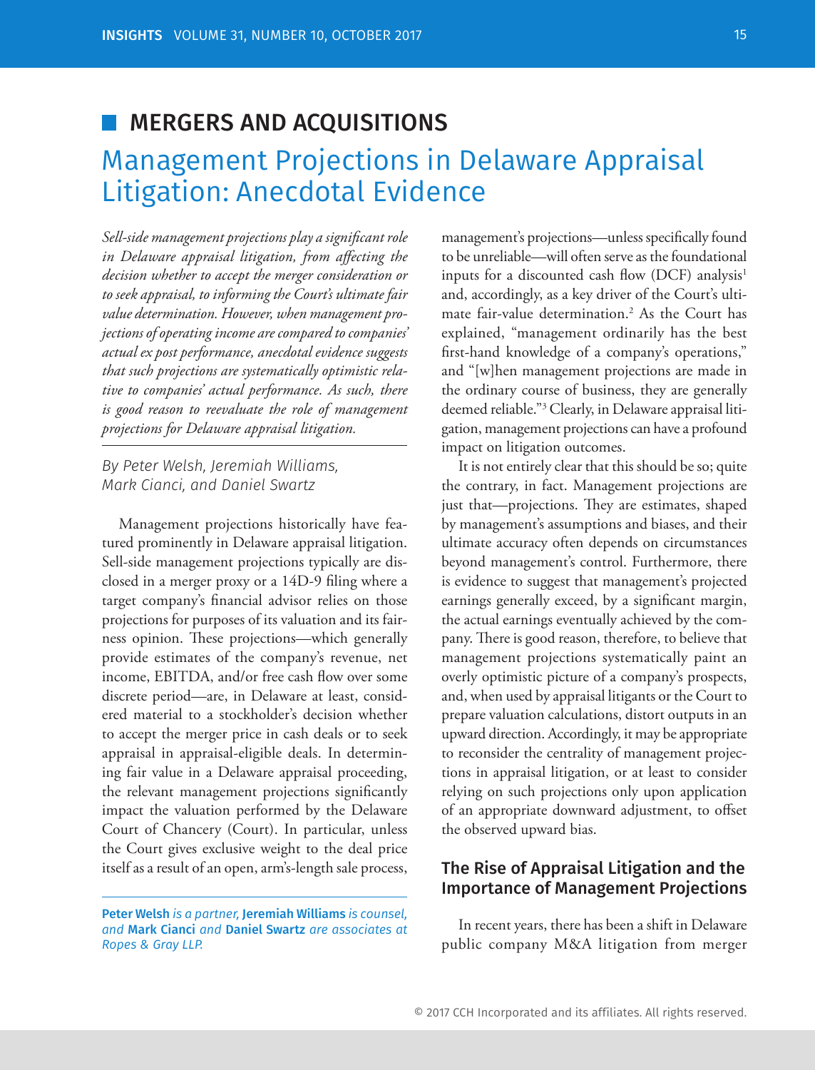## MERGERS AND ACQUISITIONS

# Management Projections in Delaware Appraisal Litigation: Anecdotal Evidence

*Sell-side management projections play a significant role in Delaware appraisal litigation, from affecting the decision whether to accept the merger consideration or to seek appraisal, to informing the Court's ultimate fair value determination. However, when management projections of operating income are compared to companies' actual ex post performance, anecdotal evidence suggests that such projections are systematically optimistic relative to companies' actual performance. As such, there is good reason to reevaluate the role of management projections for Delaware appraisal litigation.*

*By Peter Welsh, Jeremiah Williams, Mark Cianci, and Daniel Swartz*

Management projections historically have featured prominently in Delaware appraisal litigation. Sell-side management projections typically are disclosed in a merger proxy or a 14D-9 filing where a target company's financial advisor relies on those projections for purposes of its valuation and its fairness opinion. These projections—which generally provide estimates of the company's revenue, net income, EBITDA, and/or free cash flow over some discrete period—are, in Delaware at least, considered material to a stockholder's decision whether to accept the merger price in cash deals or to seek appraisal in appraisal-eligible deals. In determining fair value in a Delaware appraisal proceeding, the relevant management projections significantly impact the valuation performed by the Delaware Court of Chancery (Court). In particular, unless the Court gives exclusive weight to the deal price itself as a result of an open, arm's-length sale process, management's projections—unless specifically found to be unreliable—will often serve as the foundational inputs for a discounted cash flow (DCF) analysis[1] and, accordingly, as a key driver of the Court's ultimate fair-value determination.[2] As the Court has explained, "management ordinarily has the best first-hand knowledge of a company's operations," and "[w]hen management projections are made in the ordinary course of business, they are generally deemed reliable."[3] Clearly, in Delaware appraisal litigation, management projections can have a profound impact on litigation outcomes.

It is not entirely clear that this should be so; quite the contrary, in fact. Management projections are just that—projections. They are estimates, shaped by management's assumptions and biases, and their ultimate accuracy often depends on circumstances beyond management's control. Furthermore, there is evidence to suggest that management's projected earnings generally exceed, by a significant margin, the actual earnings eventually achieved by the company. There is good reason, therefore, to believe that management projections systematically paint an overly optimistic picture of a company's prospects, and, when used by appraisal litigants or the Court to prepare valuation calculations, distort outputs in an upward direction. Accordingly, it may be appropriate to reconsider the centrality of management projections in appraisal litigation, or at least to consider relying on such projections only upon application of an appropriate downward adjustment, to offset the observed upward bias.

**Peter Welsh** *is a partner,* **Jeremiah Williams** *is counsel, and* **Mark Cianci** *and* **Daniel Swartz** *are associates at Ropes & Gray LLP.*

### The Rise of Appraisal Litigation and the Importance of Management Projections

In recent years, there has been a shift in Delaware public company M&A litigation from merger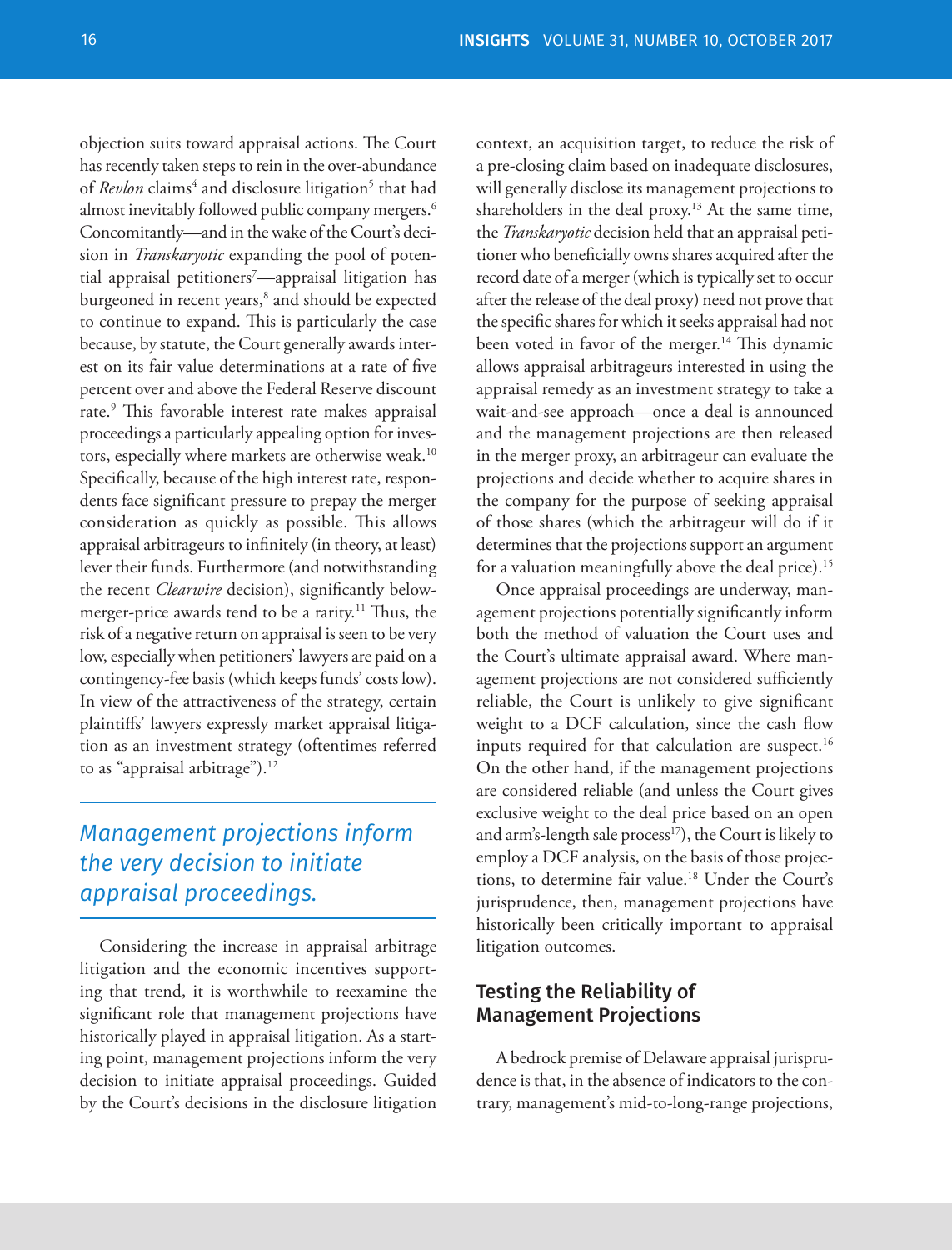objection suits toward appraisal actions. The Court has recently taken steps to rein in the over-abundance of *Revlon* claims[4] and disclosure litigation[5] that had almost inevitably followed public company mergers.[6] Concomitantly—and in the wake of the Court's decision in *Transkaryotic* expanding the pool of potential appraisal petitioners[7]—appraisal litigation has burgeoned in recent years,[8] and should be expected to continue to expand. This is particularly the case because, by statute, the Court generally awards interest on its fair value determinations at a rate of five percent over and above the Federal Reserve discount rate.[9] This favorable interest rate makes appraisal proceedings a particularly appealing option for investors, especially where markets are otherwise weak.[10] Specifically, because of the high interest rate, respondents face significant pressure to prepay the merger consideration as quickly as possible. This allows appraisal arbitrageurs to infinitely (in theory, at least) lever their funds. Furthermore (and notwithstanding the recent *Clearwire* decision), significantly below-merger-price awards tend to be a rarity.[11] Thus, the risk of a negative return on appraisal is seen to be very low, especially when petitioners' lawyers are paid on a contingency-fee basis (which keeps funds' costs low). In view of the attractiveness of the strategy, certain plaintiffs' lawyers expressly market appraisal litigation as an investment strategy (oftentimes referred to as "appraisal arbitrage").[12]

> *Management projections inform the very decision to initiate appraisal proceedings.*

Considering the increase in appraisal arbitrage litigation and the economic incentives supporting that trend, it is worthwhile to reexamine the significant role that management projections have historically played in appraisal litigation. As a starting point, management projections inform the very decision to initiate appraisal proceedings. Guided by the Court's decisions in the disclosure litigation context, an acquisition target, to reduce the risk of a pre-closing claim based on inadequate disclosures, will generally disclose its management projections to shareholders in the deal proxy.[13] At the same time, the *Transkaryotic* decision held that an appraisal petitioner who beneficially owns shares acquired after the record date of a merger (which is typically set to occur after the release of the deal proxy) need not prove that the specific shares for which it seeks appraisal had not been voted in favor of the merger.[14] This dynamic allows appraisal arbitrageurs interested in using the appraisal remedy as an investment strategy to take a wait-and-see approach—once a deal is announced and the management projections are then released in the merger proxy, an arbitrageur can evaluate the projections and decide whether to acquire shares in the company for the purpose of seeking appraisal of those shares (which the arbitrageur will do if it determines that the projections support an argument for a valuation meaningfully above the deal price).[15]

Once appraisal proceedings are underway, management projections potentially significantly inform both the method of valuation the Court uses and the Court's ultimate appraisal award. Where management projections are not considered sufficiently reliable, the Court is unlikely to give significant weight to a DCF calculation, since the cash flow inputs required for that calculation are suspect.[16] On the other hand, if the management projections are considered reliable (and unless the Court gives exclusive weight to the deal price based on an open and arm's-length sale process[17]), the Court is likely to employ a DCF analysis, on the basis of those projections, to determine fair value.[18] Under the Court's jurisprudence, then, management projections have historically been critically important to appraisal litigation outcomes.

## Testing the Reliability of Management Projections

A bedrock premise of Delaware appraisal jurisprudence is that, in the absence of indicators to the contrary, management's mid-to-long-range projections,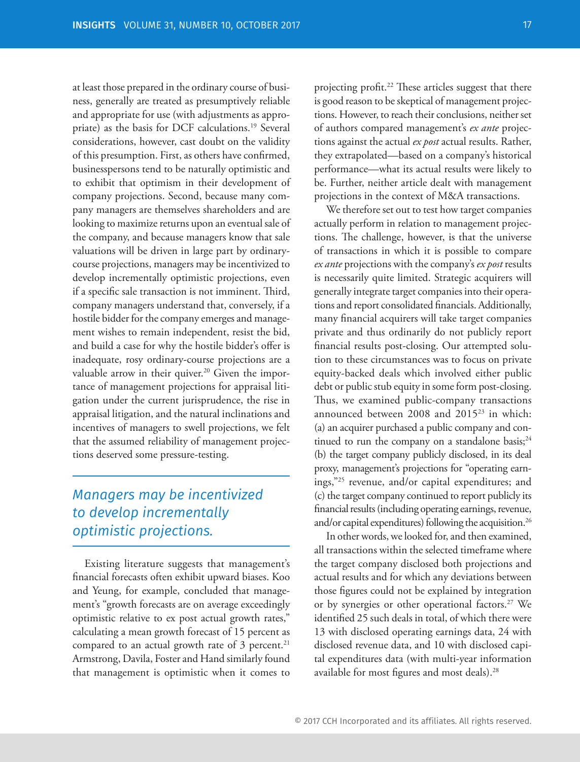at least those prepared in the ordinary course of business, generally are treated as presumptively reliable and appropriate for use (with adjustments as appropriate) as the basis for DCF calculations.[19] Several considerations, however, cast doubt on the validity of this presumption. First, as others have confirmed, businesspersons tend to be naturally optimistic and to exhibit that optimism in their development of company projections. Second, because many company managers are themselves shareholders and are looking to maximize returns upon an eventual sale of the company, and because managers know that sale valuations will be driven in large part by ordinary-course projections, managers may be incentivized to develop incrementally optimistic projections, even if a specific sale transaction is not imminent. Third, company managers understand that, conversely, if a hostile bidder for the company emerges and management wishes to remain independent, resist the bid, and build a case for why the hostile bidder's offer is inadequate, rosy ordinary-course projections are a valuable arrow in their quiver.[20] Given the importance of management projections for appraisal litigation under the current jurisprudence, the rise in appraisal litigation, and the natural inclinations and incentives of managers to swell projections, we felt that the assumed reliability of management projections deserved some pressure-testing.

> *Managers may be incentivized to develop incrementally optimistic projections.*

Existing literature suggests that management's financial forecasts often exhibit upward biases. Koo and Yeung, for example, concluded that management's "growth forecasts are on average exceedingly optimistic relative to ex post actual growth rates," calculating a mean growth forecast of 15 percent as compared to an actual growth rate of 3 percent.[21] Armstrong, Davila, Foster and Hand similarly found that management is optimistic when it comes to projecting profit.[22] These articles suggest that there is good reason to be skeptical of management projections. However, to reach their conclusions, neither set of authors compared management's *ex ante* projections against the actual *ex post* actual results. Rather, they extrapolated—based on a company's historical performance—what its actual results were likely to be. Further, neither article dealt with management projections in the context of M&A transactions.

We therefore set out to test how target companies actually perform in relation to management projections. The challenge, however, is that the universe of transactions in which it is possible to compare *ex ante* projections with the company's *ex post* results is necessarily quite limited. Strategic acquirers will generally integrate target companies into their operations and report consolidated financials. Additionally, many financial acquirers will take target companies private and thus ordinarily do not publicly report financial results post-closing. Our attempted solution to these circumstances was to focus on private equity-backed deals which involved either public debt or public stub equity in some form post-closing. Thus, we examined public-company transactions announced between 2008 and 2015[23] in which: (a) an acquirer purchased a public company and continued to run the company on a standalone basis;[24] (b) the target company publicly disclosed, in its deal proxy, management's projections for "operating earnings,"[25] revenue, and/or capital expenditures; and (c) the target company continued to report publicly its financial results (including operating earnings, revenue, and/or capital expenditures) following the acquisition.[26]

In other words, we looked for, and then examined, all transactions within the selected timeframe where the target company disclosed both projections and actual results and for which any deviations between those figures could not be explained by integration or by synergies or other operational factors.[27] We identified 25 such deals in total, of which there were 13 with disclosed operating earnings data, 24 with disclosed revenue data, and 10 with disclosed capital expenditures data (with multi-year information available for most figures and most deals).[28]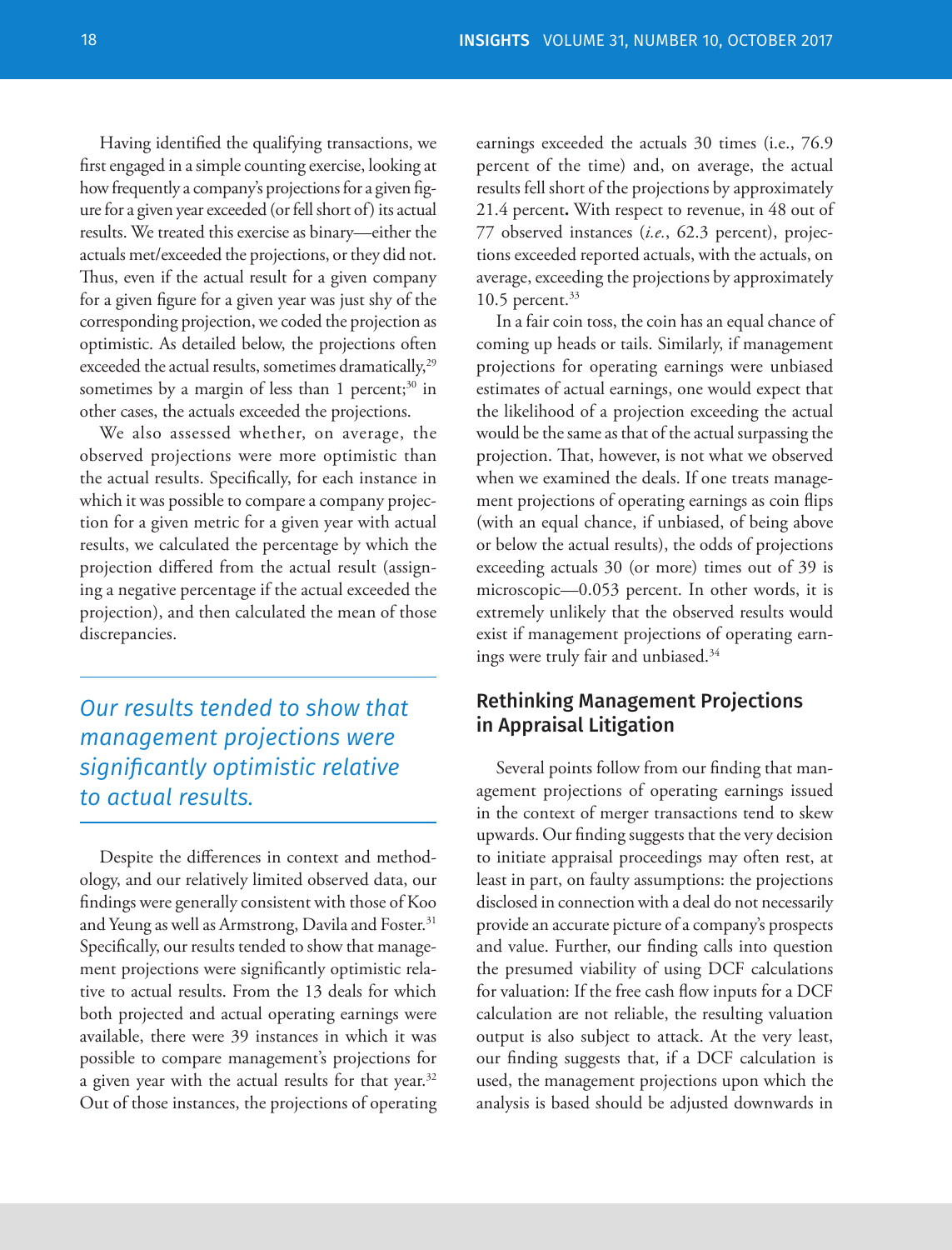Having identified the qualifying transactions, we first engaged in a simple counting exercise, looking at how frequently a company's projections for a given figure for a given year exceeded (or fell short of) its actual results. We treated this exercise as binary—either the actuals met/exceeded the projections, or they did not. Thus, even if the actual result for a given company for a given figure for a given year was just shy of the corresponding projection, we coded the projection as optimistic. As detailed below, the projections often exceeded the actual results, sometimes dramatically,[29] sometimes by a margin of less than 1 percent;[30] in other cases, the actuals exceeded the projections.

We also assessed whether, on average, the observed projections were more optimistic than the actual results. Specifically, for each instance in which it was possible to compare a company projection for a given metric for a given year with actual results, we calculated the percentage by which the projection differed from the actual result (assigning a negative percentage if the actual exceeded the projection), and then calculated the mean of those discrepancies.

*Our results tended to show that management projections were significantly optimistic relative to actual results.*

Despite the differences in context and methodology, and our relatively limited observed data, our findings were generally consistent with those of Koo and Yeung as well as Armstrong, Davila and Foster.[31] Specifically, our results tended to show that management projections were significantly optimistic relative to actual results. From the 13 deals for which both projected and actual operating earnings were available, there were 39 instances in which it was possible to compare management's projections for a given year with the actual results for that year.[32] Out of those instances, the projections of operating earnings exceeded the actuals 30 times (i.e., 76.9 percent of the time) and, on average, the actual results fell short of the projections by approximately 21.4 percent**.** With respect to revenue, in 48 out of 77 observed instances (*i.e.*, 62.3 percent), projections exceeded reported actuals, with the actuals, on average, exceeding the projections by approximately 10.5 percent.[33]

In a fair coin toss, the coin has an equal chance of coming up heads or tails. Similarly, if management projections for operating earnings were unbiased estimates of actual earnings, one would expect that the likelihood of a projection exceeding the actual would be the same as that of the actual surpassing the projection. That, however, is not what we observed when we examined the deals. If one treats management projections of operating earnings as coin flips (with an equal chance, if unbiased, of being above or below the actual results), the odds of projections exceeding actuals 30 (or more) times out of 39 is microscopic—0.053 percent. In other words, it is extremely unlikely that the observed results would exist if management projections of operating earnings were truly fair and unbiased.[34]

## Rethinking Management Projections in Appraisal Litigation

Several points follow from our finding that management projections of operating earnings issued in the context of merger transactions tend to skew upwards. Our finding suggests that the very decision to initiate appraisal proceedings may often rest, at least in part, on faulty assumptions: the projections disclosed in connection with a deal do not necessarily provide an accurate picture of a company's prospects and value. Further, our finding calls into question the presumed viability of using DCF calculations for valuation: If the free cash flow inputs for a DCF calculation are not reliable, the resulting valuation output is also subject to attack. At the very least, our finding suggests that, if a DCF calculation is used, the management projections upon which the analysis is based should be adjusted downwards in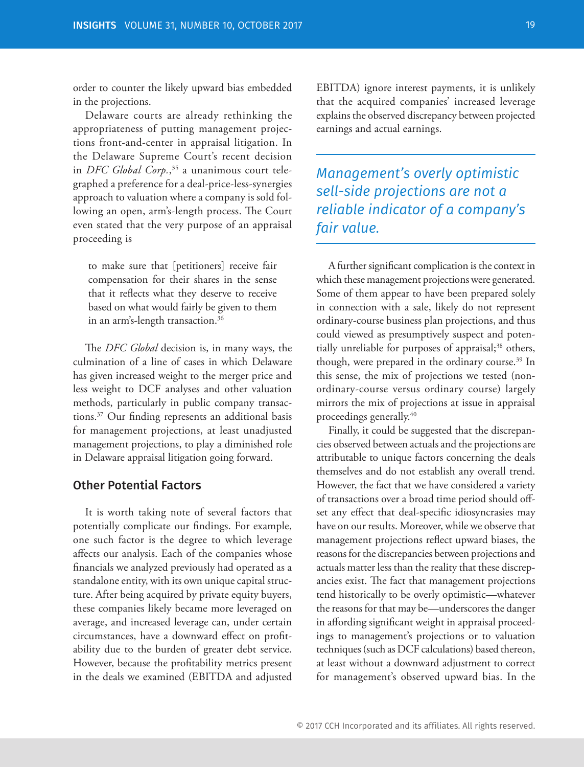order to counter the likely upward bias embedded in the projections.

Delaware courts are already rethinking the appropriateness of putting management projections front-and-center in appraisal litigation. In the Delaware Supreme Court's recent decision in *DFC Global Corp.*,[35] a unanimous court telegraphed a preference for a deal-price-less-synergies approach to valuation where a company is sold following an open, arm's-length process. The Court even stated that the very purpose of an appraisal proceeding is

> to make sure that [petitioners] receive fair compensation for their shares in the sense that it reflects what they deserve to receive based on what would fairly be given to them in an arm's-length transaction.[36]

The *DFC Global* decision is, in many ways, the culmination of a line of cases in which Delaware has given increased weight to the merger price and less weight to DCF analyses and other valuation methods, particularly in public company transactions.[37] Our finding represents an additional basis for management projections, at least unadjusted management projections, to play a diminished role in Delaware appraisal litigation going forward.

## Other Potential Factors

It is worth taking note of several factors that potentially complicate our findings. For example, one such factor is the degree to which leverage affects our analysis. Each of the companies whose financials we analyzed previously had operated as a standalone entity, with its own unique capital structure. After being acquired by private equity buyers, these companies likely became more leveraged on average, and increased leverage can, under certain circumstances, have a downward effect on profitability due to the burden of greater debt service. However, because the profitability metrics present in the deals we examined (EBITDA and adjusted EBITDA) ignore interest payments, it is unlikely that the acquired companies' increased leverage explains the observed discrepancy between projected earnings and actual earnings.

> *Management's overly optimistic sell-side projections are not a reliable indicator of a company's fair value.*

A further significant complication is the context in which these management projections were generated. Some of them appear to have been prepared solely in connection with a sale, likely do not represent ordinary-course business plan projections, and thus could viewed as presumptively suspect and potentially unreliable for purposes of appraisal;[38] others, though, were prepared in the ordinary course.[39] In this sense, the mix of projections we tested (non-ordinary-course versus ordinary course) largely mirrors the mix of projections at issue in appraisal proceedings generally.[40]

Finally, it could be suggested that the discrepancies observed between actuals and the projections are attributable to unique factors concerning the deals themselves and do not establish any overall trend. However, the fact that we have considered a variety of transactions over a broad time period should offset any effect that deal-specific idiosyncrasies may have on our results. Moreover, while we observe that management projections reflect upward biases, the reasons for the discrepancies between projections and actuals matter less than the reality that these discrepancies exist. The fact that management projections tend historically to be overly optimistic—whatever the reasons for that may be—underscores the danger in affording significant weight in appraisal proceedings to management's projections or to valuation techniques (such as DCF calculations) based thereon, at least without a downward adjustment to correct for management's observed upward bias. In the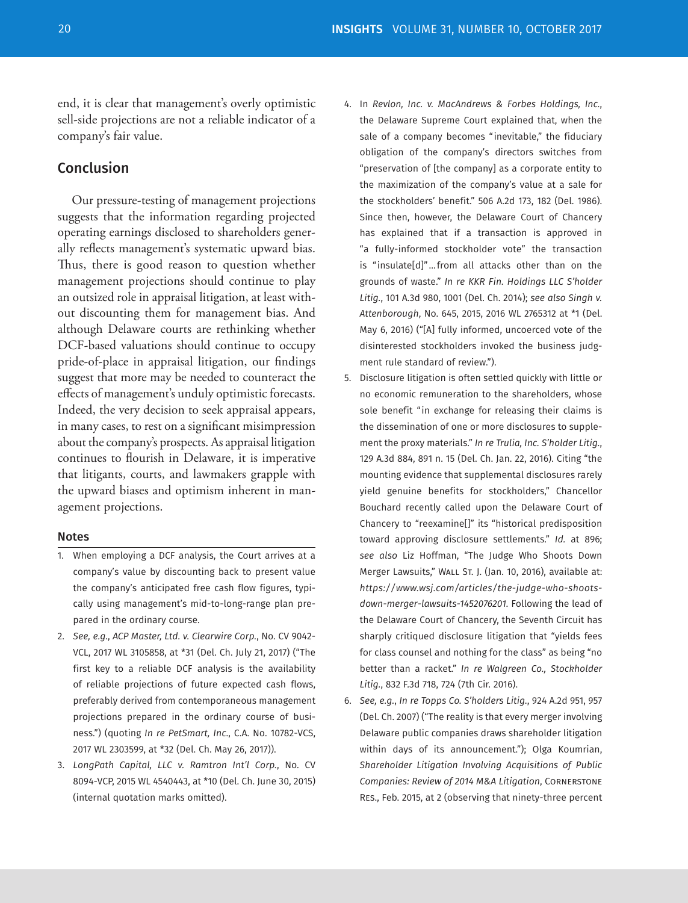end, it is clear that management's overly optimistic sell-side projections are not a reliable indicator of a company's fair value.

## Conclusion

Our pressure-testing of management projections suggests that the information regarding projected operating earnings disclosed to shareholders generally reflects management's systematic upward bias. Thus, there is good reason to question whether management projections should continue to play an outsized role in appraisal litigation, at least without discounting them for management bias. And although Delaware courts are rethinking whether DCF-based valuations should continue to occupy pride-of-place in appraisal litigation, our findings suggest that more may be needed to counteract the effects of management's unduly optimistic forecasts. Indeed, the very decision to seek appraisal appears, in many cases, to rest on a significant misimpression about the company's prospects. As appraisal litigation continues to flourish in Delaware, it is imperative that litigants, courts, and lawmakers grapple with the upward biases and optimism inherent in management projections.

### Notes

1. When employing a DCF analysis, the Court arrives at a company's value by discounting back to present value the company's anticipated free cash flow figures, typically using management's mid-to-long-range plan prepared in the ordinary course.
2. *See, e.g., ACP Master, Ltd. v. Clearwire Corp.*, No. CV 9042-VCL, 2017 WL 3105858, at *31 (Del. Ch. July 21, 2017) ("The first key to a reliable DCF analysis is the availability of reliable projections of future expected cash flows, preferably derived from contemporaneous management projections prepared in the ordinary course of business.") (quoting *In re PetSmart, Inc.*, C.A. No. 10782-VCS, 2017 WL 2303599, at *32 (Del. Ch. May 26, 2017)).
3. *LongPath Capital, LLC v. Ramtron Int'l Corp.*, No. CV 8094-VCP, 2015 WL 4540443, at *10 (Del. Ch. June 30, 2015) (internal quotation marks omitted).
4. In *Revlon, Inc. v. MacAndrews & Forbes Holdings, Inc.*, the Delaware Supreme Court explained that, when the sale of a company becomes "inevitable," the fiduciary obligation of the company's directors switches from "preservation of [the company] as a corporate entity to the maximization of the company's value at a sale for the stockholders' benefit." 506 A.2d 173, 182 (Del. 1986). Since then, however, the Delaware Court of Chancery has explained that if a transaction is approved in "a fully-informed stockholder vote" the transaction is "insulate[d]"…from all attacks other than on the grounds of waste." *In re KKR Fin. Holdings LLC S'holder Litig.*, 101 A.3d 980, 1001 (Del. Ch. 2014); *see also Singh v. Attenborough*, No. 645, 2015, 2016 WL 2765312 at *1 (Del. May 6, 2016) ("[A] fully informed, uncoerced vote of the disinterested stockholders invoked the business judgment rule standard of review.").
5. Disclosure litigation is often settled quickly with little or no economic remuneration to the shareholders, whose sole benefit "in exchange for releasing their claims is the dissemination of one or more disclosures to supplement the proxy materials." *In re Trulia, Inc. S'holder Litig.*, 129 A.3d 884, 891 n. 15 (Del. Ch. Jan. 22, 2016). Citing "the mounting evidence that supplemental disclosures rarely yield genuine benefits for stockholders," Chancellor Bouchard recently called upon the Delaware Court of Chancery to "reexamine[]" its "historical predisposition toward approving disclosure settlements." *Id.* at 896; *see also* Liz Hoffman, "The Judge Who Shoots Down Merger Lawsuits," Wall St. J. (Jan. 10, 2016), available at: *https://www.wsj.com/articles/the-judge-who-shoots-down-merger-lawsuits-1452076201.* Following the lead of the Delaware Court of Chancery, the Seventh Circuit has sharply critiqued disclosure litigation that "yields fees for class counsel and nothing for the class" as being "no better than a racket." *In re Walgreen Co., Stockholder Litig.*, 832 F.3d 718, 724 (7th Cir. 2016).
6. *See, e.g., In re Topps Co. S'holders Litig.*, 924 A.2d 951, 957 (Del. Ch. 2007) ("The reality is that every merger involving Delaware public companies draws shareholder litigation within days of its announcement."); Olga Koumrian, *Shareholder Litigation Involving Acquisitions of Public Companies: Review of 2014 M&A Litigation*, Cornerstone Res., Feb. 2015, at 2 (observing that ninety-three percent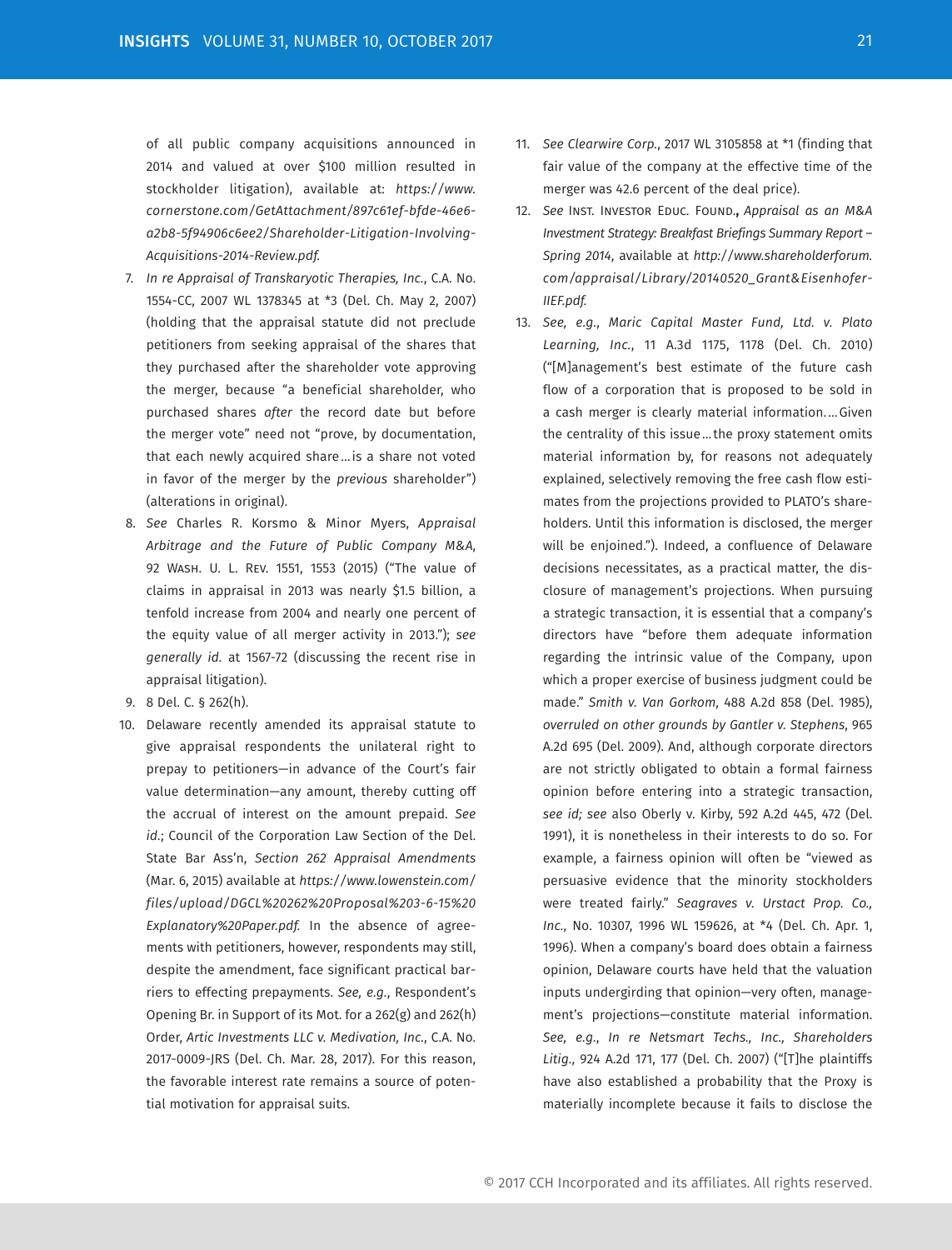of all public company acquisitions announced in 2014 and valued at over $100 million resulted in stockholder litigation), available at: *https://www.cornerstone.com/GetAttachment/897c61ef-bfde-46e6-a2b8-5f94906c6ee2/Shareholder-Litigation-Involving-Acquisitions-2014-Review.pdf.*

7. *In re Appraisal of Transkaryotic Therapies, Inc.*, C.A. No. 1554-CC, 2007 WL 1378345 at *3 (Del. Ch. May 2, 2007) (holding that the appraisal statute did not preclude petitioners from seeking appraisal of the shares that they purchased after the shareholder vote approving the merger, because "a beneficial shareholder, who purchased shares *after* the record date but before the merger vote" need not "prove, by documentation, that each newly acquired share…is a share not voted in favor of the merger by the *previous* shareholder") (alterations in original).
8. *See* Charles R. Korsmo & Minor Myers, *Appraisal Arbitrage and the Future of Public Company M&A*, 92 Wash. U. L. Rev. 1551, 1553 (2015) ("The value of claims in appraisal in 2013 was nearly $1.5 billion, a tenfold increase from 2004 and nearly one percent of the equity value of all merger activity in 2013."); *see generally id.* at 1567-72 (discussing the recent rise in appraisal litigation).
9. 8 Del. C. § 262(h).
10. Delaware recently amended its appraisal statute to give appraisal respondents the unilateral right to prepay to petitioners—in advance of the Court's fair value determination—any amount, thereby cutting off the accrual of interest on the amount prepaid. *See id.*; Council of the Corporation Law Section of the Del. State Bar Ass'n, *Section 262 Appraisal Amendments* (Mar. 6, 2015) available at *https://www.lowenstein.com/files/upload/DGCL%20262%20Proposal%203-6-15%20Explanatory%20Paper.pdf.* In the absence of agreements with petitioners, however, respondents may still, despite the amendment, face significant practical barriers to effecting prepayments. *See, e.g.*, Respondent's Opening Br. in Support of its Mot. for a 262(g) and 262(h) Order, *Artic Investments LLC v. Medivation, Inc.*, C.A. No. 2017-0009-JRS (Del. Ch. Mar. 28, 2017). For this reason, the favorable interest rate remains a source of potential motivation for appraisal suits.
11. *See Clearwire Corp.*, 2017 WL 3105858 at *1 (finding that fair value of the company at the effective time of the merger was 42.6 percent of the deal price).
12. *See* Inst. Investor Educ. Found., *Appraisal as an M&A Investment Strategy: Breakfast Briefings Summary Report – Spring 2014*, available at *http://www.shareholderforum.com/appraisal/Library/20140520_Grant&Eisenhofer-IIEF.pdf.*
13. *See, e.g.*, *Maric Capital Master Fund, Ltd. v. Plato Learning, Inc.*, 11 A.3d 1175, 1178 (Del. Ch. 2010) ("[M]anagement's best estimate of the future cash flow of a corporation that is proposed to be sold in a cash merger is clearly material information.…Given the centrality of this issue…the proxy statement omits material information by, for reasons not adequately explained, selectively removing the free cash flow estimates from the projections provided to PLATO's shareholders. Until this information is disclosed, the merger will be enjoined."). Indeed, a confluence of Delaware decisions necessitates, as a practical matter, the disclosure of management's projections. When pursuing a strategic transaction, it is essential that a company's directors have "before them adequate information regarding the intrinsic value of the Company, upon which a proper exercise of business judgment could be made." *Smith v. Van Gorkom*, 488 A.2d 858 (Del. 1985), *overruled on other grounds by Gantler v. Stephens*, 965 A.2d 695 (Del. 2009). And, although corporate directors are not strictly obligated to obtain a formal fairness opinion before entering into a strategic transaction, *see id; see* also Oberly v. Kirby, 592 A.2d 445, 472 (Del. 1991), it is nonetheless in their interests to do so. For example, a fairness opinion will often be "viewed as persuasive evidence that the minority stockholders were treated fairly." *Seagraves v. Urstact Prop. Co., Inc.*, No. 10307, 1996 WL 159626, at *4 (Del. Ch. Apr. 1, 1996). When a company's board does obtain a fairness opinion, Delaware courts have held that the valuation inputs undergirding that opinion—very often, management's projections—constitute material information. *See, e.g.*, *In re Netsmart Techs., Inc., Shareholders Litig.*, 924 A.2d 171, 177 (Del. Ch. 2007) ("[T]he plaintiffs have also established a probability that the Proxy is materially incomplete because it fails to disclose the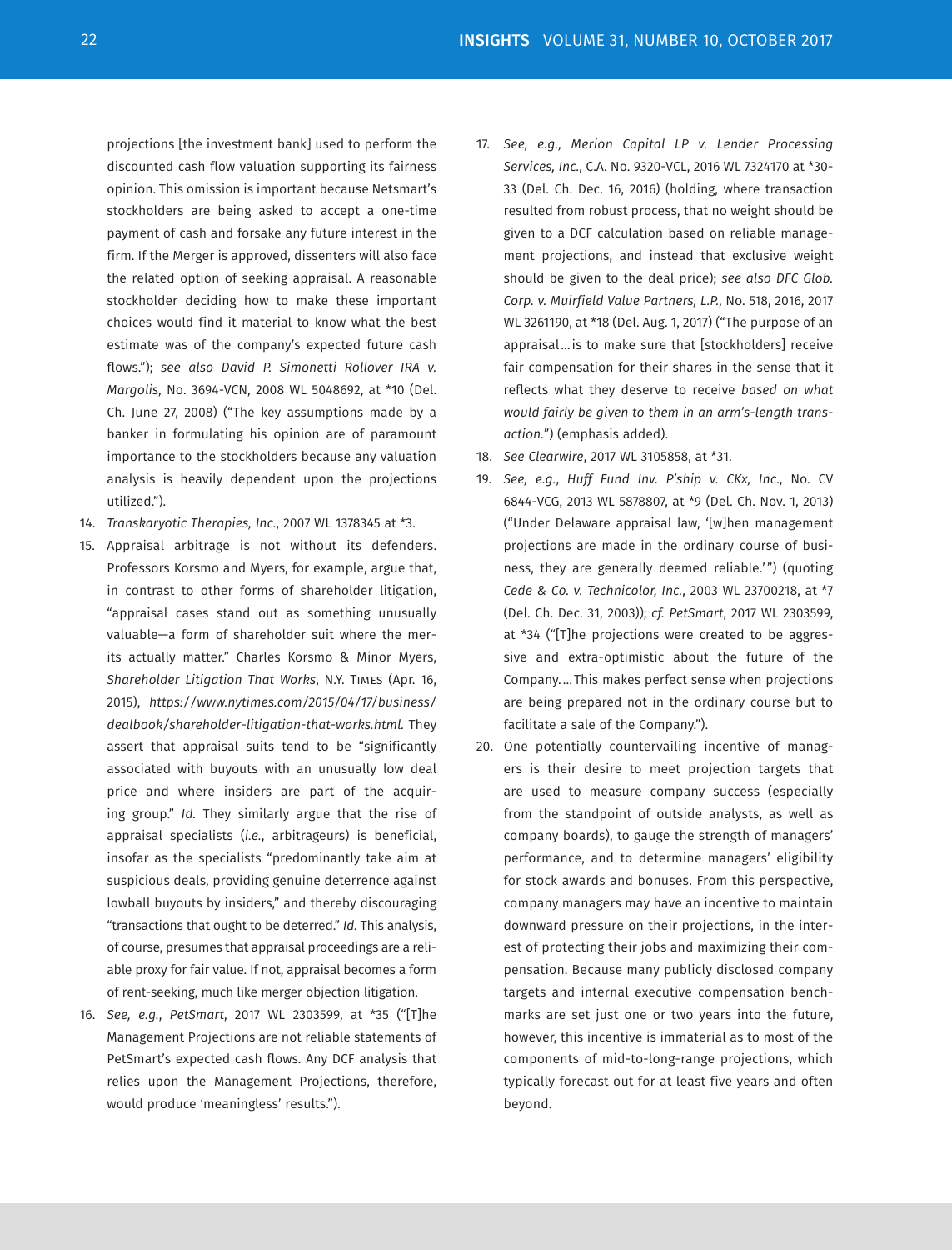projections [the investment bank] used to perform the discounted cash flow valuation supporting its fairness opinion. This omission is important because Netsmart's stockholders are being asked to accept a one-time payment of cash and forsake any future interest in the firm. If the Merger is approved, dissenters will also face the related option of seeking appraisal. A reasonable stockholder deciding how to make these important choices would find it material to know what the best estimate was of the company's expected future cash flows."); *see also David P. Simonetti Rollover IRA v. Margolis*, No. 3694-VCN, 2008 WL 5048692, at *10 (Del. Ch. June 27, 2008) ("The key assumptions made by a banker in formulating his opinion are of paramount importance to the stockholders because any valuation analysis is heavily dependent upon the projections utilized.").

14. *Transkaryotic Therapies, Inc.*, 2007 WL 1378345 at *3.
15. Appraisal arbitrage is not without its defenders. Professors Korsmo and Myers, for example, argue that, in contrast to other forms of shareholder litigation, "appraisal cases stand out as something unusually valuable—a form of shareholder suit where the merits actually matter." Charles Korsmo & Minor Myers, *Shareholder Litigation That Works*, N.Y. Times (Apr. 16, 2015), *https://www.nytimes.com/2015/04/17/business/dealbook/shareholder-litigation-that-works.html.* They assert that appraisal suits tend to be "significantly associated with buyouts with an unusually low deal price and where insiders are part of the acquiring group." *Id.* They similarly argue that the rise of appraisal specialists (*i.e.*, arbitrageurs) is beneficial, insofar as the specialists "predominantly take aim at suspicious deals, providing genuine deterrence against lowball buyouts by insiders," and thereby discouraging "transactions that ought to be deterred." *Id.* This analysis, of course, presumes that appraisal proceedings are a reliable proxy for fair value. If not, appraisal becomes a form of rent-seeking, much like merger objection litigation.
16. *See, e.g., PetSmart*, 2017 WL 2303599, at *35 ("[T]he Management Projections are not reliable statements of PetSmart's expected cash flows. Any DCF analysis that relies upon the Management Projections, therefore, would produce 'meaningless' results.").
17. *See, e.g., Merion Capital LP v. Lender Processing Services, Inc.*, C.A. No. 9320-VCL, 2016 WL 7324170 at *30-33 (Del. Ch. Dec. 16, 2016) (holding, where transaction resulted from robust process, that no weight should be given to a DCF calculation based on reliable management projections, and instead that exclusive weight should be given to the deal price); *see also DFC Glob. Corp. v. Muirfield Value Partners, L.P.*, No. 518, 2016, 2017 WL 3261190, at *18 (Del. Aug. 1, 2017) ("The purpose of an appraisal…is to make sure that [stockholders] receive fair compensation for their shares in the sense that it reflects what they deserve to receive *based on what would fairly be given to them in an arm's-length transaction.*") (emphasis added).
18. *See Clearwire*, 2017 WL 3105858, at *31.
19. *See, e.g., Huff Fund Inv. P'ship v. CKx, Inc.*, No. CV 6844-VCG, 2013 WL 5878807, at *9 (Del. Ch. Nov. 1, 2013) ("Under Delaware appraisal law, '[w]hen management projections are made in the ordinary course of business, they are generally deemed reliable.'") (quoting *Cede & Co. v. Technicolor, Inc.*, 2003 WL 23700218, at *7 (Del. Ch. Dec. 31, 2003)); *cf. PetSmart*, 2017 WL 2303599, at *34 ("[T]he projections were created to be aggressive and extra-optimistic about the future of the Company.…This makes perfect sense when projections are being prepared not in the ordinary course but to facilitate a sale of the Company.").
20. One potentially countervailing incentive of managers is their desire to meet projection targets that are used to measure company success (especially from the standpoint of outside analysts, as well as company boards), to gauge the strength of managers' performance, and to determine managers' eligibility for stock awards and bonuses. From this perspective, company managers may have an incentive to maintain downward pressure on their projections, in the interest of protecting their jobs and maximizing their compensation. Because many publicly disclosed company targets and internal executive compensation benchmarks are set just one or two years into the future, however, this incentive is immaterial as to most of the components of mid-to-long-range projections, which typically forecast out for at least five years and often beyond.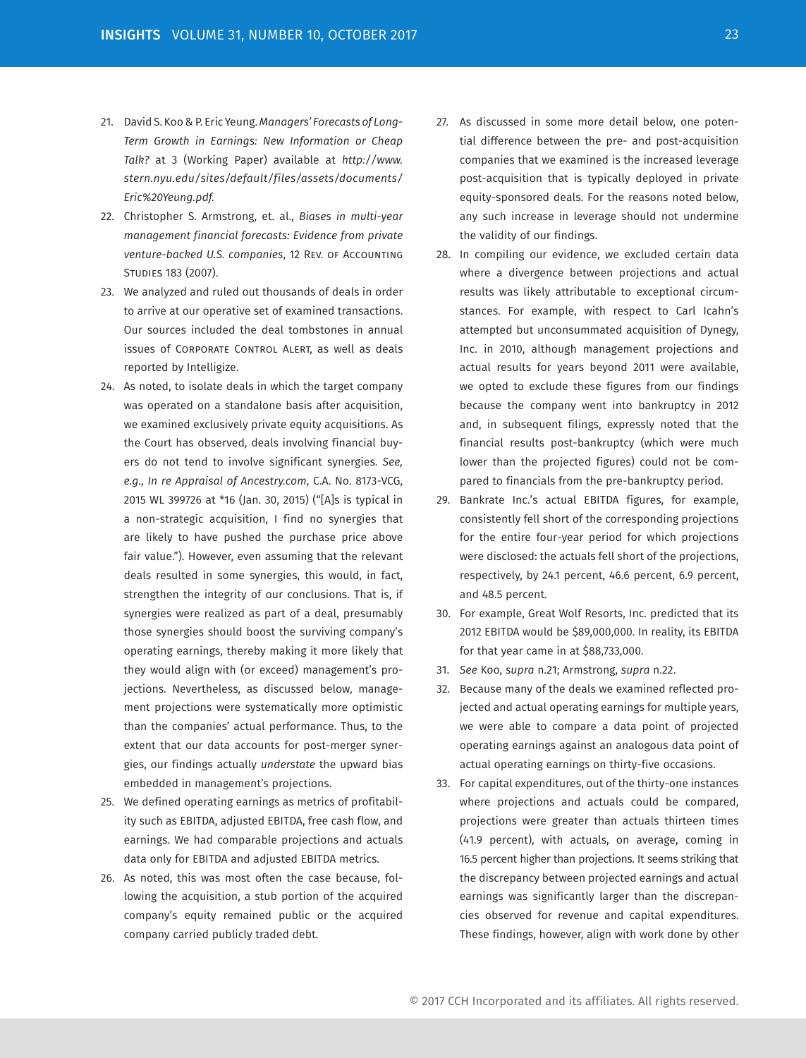21. David S. Koo & P. Eric Yeung. *Managers' Forecasts of Long-Term Growth in Earnings: New Information or Cheap Talk?* at 3 (Working Paper) available at *http://www.stern.nyu.edu/sites/default/files/assets/documents/Eric%20Yeung.pdf.*
22. Christopher S. Armstrong, et. al., *Biases in multi-year management financial forecasts: Evidence from private venture-backed U.S. companies*, 12 Rev. of Accounting Studies 183 (2007).
23. We analyzed and ruled out thousands of deals in order to arrive at our operative set of examined transactions. Our sources included the deal tombstones in annual issues of Corporate Control Alert, as well as deals reported by Intelligize.
24. As noted, to isolate deals in which the target company was operated on a standalone basis after acquisition, we examined exclusively private equity acquisitions. As the Court has observed, deals involving financial buyers do not tend to involve significant synergies. *See, e.g.*, *In re Appraisal of Ancestry.com*, C.A. No. 8173-VCG, 2015 WL 399726 at *16 (Jan. 30, 2015) ("[A]s is typical in a non-strategic acquisition, I find no synergies that are likely to have pushed the purchase price above fair value."). However, even assuming that the relevant deals resulted in some synergies, this would, in fact, strengthen the integrity of our conclusions. That is, if synergies were realized as part of a deal, presumably those synergies should boost the surviving company's operating earnings, thereby making it more likely that they would align with (or exceed) management's projections. Nevertheless, as discussed below, management projections were systematically more optimistic than the companies' actual performance. Thus, to the extent that our data accounts for post-merger synergies, our findings actually *understate* the upward bias embedded in management's projections.
25. We defined operating earnings as metrics of profitability such as EBITDA, adjusted EBITDA, free cash flow, and earnings. We had comparable projections and actuals data only for EBITDA and adjusted EBITDA metrics.
26. As noted, this was most often the case because, following the acquisition, a stub portion of the acquired company's equity remained public or the acquired company carried publicly traded debt.
27. As discussed in some more detail below, one potential difference between the pre- and post-acquisition companies that we examined is the increased leverage post-acquisition that is typically deployed in private equity-sponsored deals. For the reasons noted below, any such increase in leverage should not undermine the validity of our findings.
28. In compiling our evidence, we excluded certain data where a divergence between projections and actual results was likely attributable to exceptional circumstances. For example, with respect to Carl Icahn's attempted but unconsummated acquisition of Dynegy, Inc. in 2010, although management projections and actual results for years beyond 2011 were available, we opted to exclude these figures from our findings because the company went into bankruptcy in 2012 and, in subsequent filings, expressly noted that the financial results post-bankruptcy (which were much lower than the projected figures) could not be compared to financials from the pre-bankruptcy period.
29. Bankrate Inc.'s actual EBITDA figures, for example, consistently fell short of the corresponding projections for the entire four-year period for which projections were disclosed: the actuals fell short of the projections, respectively, by 24.1 percent, 46.6 percent, 6.9 percent, and 48.5 percent.
30. For example, Great Wolf Resorts, Inc. predicted that its 2012 EBITDA would be $89,000,000. In reality, its EBITDA for that year came in at $88,733,000.
31. *See* Koo, *supra* n.21; Armstrong, *supra* n.22.
32. Because many of the deals we examined reflected projected and actual operating earnings for multiple years, we were able to compare a data point of projected operating earnings against an analogous data point of actual operating earnings on thirty-five occasions.
33. For capital expenditures, out of the thirty-one instances where projections and actuals could be compared, projections were greater than actuals thirteen times (41.9 percent), with actuals, on average, coming in 16.5 percent higher than projections. It seems striking that the discrepancy between projected earnings and actual earnings was significantly larger than the discrepancies observed for revenue and capital expenditures. These findings, however, align with work done by other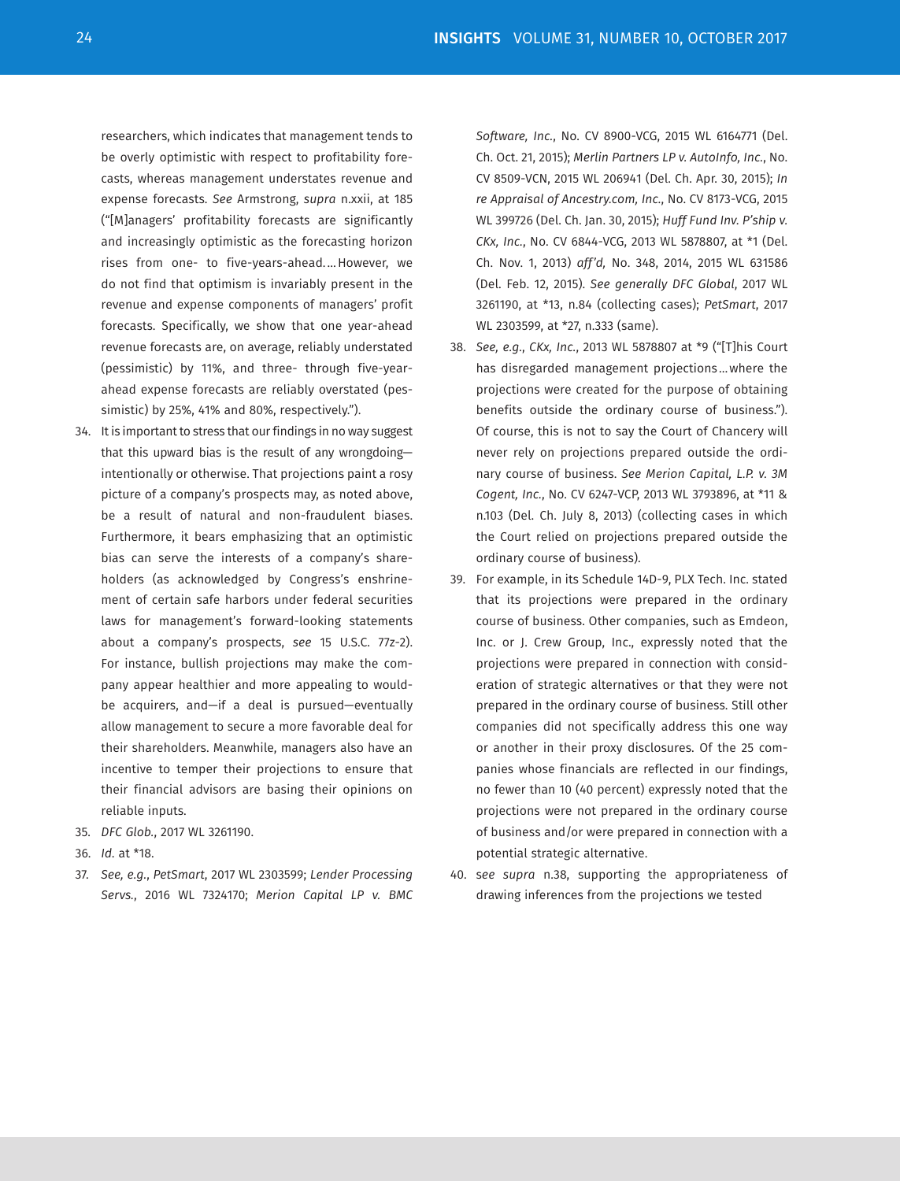researchers, which indicates that management tends to be overly optimistic with respect to profitability forecasts, whereas management understates revenue and expense forecasts. *See* Armstrong, *supra* n.xxii, at 185 ("[M]anagers' profitability forecasts are significantly and increasingly optimistic as the forecasting horizon rises from one- to five-years-ahead.... However, we do not find that optimism is invariably present in the revenue and expense components of managers' profit forecasts. Specifically, we show that one year-ahead revenue forecasts are, on average, reliably understated (pessimistic) by 11%, and three- through five-year-ahead expense forecasts are reliably overstated (pessimistic) by 25%, 41% and 80%, respectively.").

34. It is important to stress that our findings in no way suggest that this upward bias is the result of any wrongdoing—intentionally or otherwise. That projections paint a rosy picture of a company's prospects may, as noted above, be a result of natural and non-fraudulent biases. Furthermore, it bears emphasizing that an optimistic bias can serve the interests of a company's shareholders (as acknowledged by Congress's enshrinement of certain safe harbors under federal securities laws for management's forward-looking statements about a company's prospects, *see* 15 U.S.C. 77z-2). For instance, bullish projections may make the company appear healthier and more appealing to would-be acquirers, and—if a deal is pursued—eventually allow management to secure a more favorable deal for their shareholders. Meanwhile, managers also have an incentive to temper their projections to ensure that their financial advisors are basing their opinions on reliable inputs.
35. *DFC Glob.*, 2017 WL 3261190.
36. *Id.* at *18.
37. *See, e.g.*, *PetSmart*, 2017 WL 2303599; *Lender Processing Servs.*, 2016 WL 7324170; *Merion Capital LP v. BMC Software, Inc.*, No. CV 8900-VCG, 2015 WL 6164771 (Del. Ch. Oct. 21, 2015); *Merlin Partners LP v. AutoInfo, Inc.*, No. CV 8509-VCN, 2015 WL 206941 (Del. Ch. Apr. 30, 2015); *In re Appraisal of Ancestry.com, Inc.*, No. CV 8173-VCG, 2015 WL 399726 (Del. Ch. Jan. 30, 2015); *Huff Fund Inv. P'ship v. CKx, Inc.*, No. CV 6844-VCG, 2013 WL 5878807, at *1 (Del. Ch. Nov. 1, 2013) *aff'd*, No. 348, 2014, 2015 WL 631586 (Del. Feb. 12, 2015). *See generally DFC Global*, 2017 WL 3261190, at *13, n.84 (collecting cases); *PetSmart*, 2017 WL 2303599, at *27, n.333 (same).
38. *See, e.g.*, *CKx, Inc.*, 2013 WL 5878807 at *9 ("[T]his Court has disregarded management projections... where the projections were created for the purpose of obtaining benefits outside the ordinary course of business."). Of course, this is not to say the Court of Chancery will never rely on projections prepared outside the ordinary course of business. *See Merion Capital, L.P. v. 3M Cogent, Inc.*, No. CV 6247-VCP, 2013 WL 3793896, at *11 & n.103 (Del. Ch. July 8, 2013) (collecting cases in which the Court relied on projections prepared outside the ordinary course of business).
39. For example, in its Schedule 14D-9, PLX Tech. Inc. stated that its projections were prepared in the ordinary course of business. Other companies, such as Emdeon, Inc. or J. Crew Group, Inc., expressly noted that the projections were prepared in connection with consideration of strategic alternatives or that they were not prepared in the ordinary course of business. Still other companies did not specifically address this one way or another in their proxy disclosures. Of the 25 companies whose financials are reflected in our findings, no fewer than 10 (40 percent) expressly noted that the projections were not prepared in the ordinary course of business and/or were prepared in connection with a potential strategic alternative.
40. *see supra* n.38, supporting the appropriateness of drawing inferences from the projections we tested